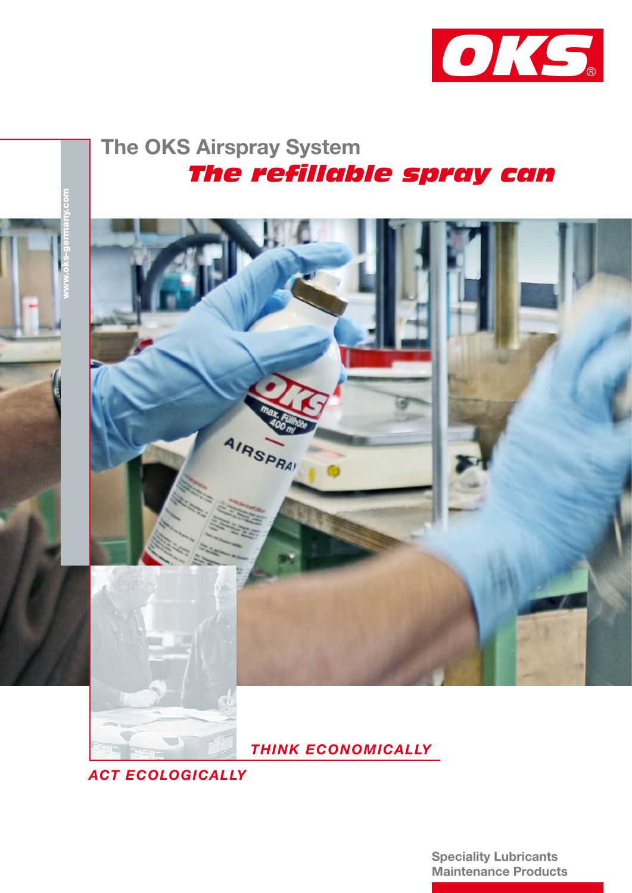# The OKS Airspray System

## *The refillable spray can*

www.oks-germany.com

***THINK ECONOMICALLY***

***ACT ECOLOGICALLY***

**Speciality Lubricants**
**Maintenance Products**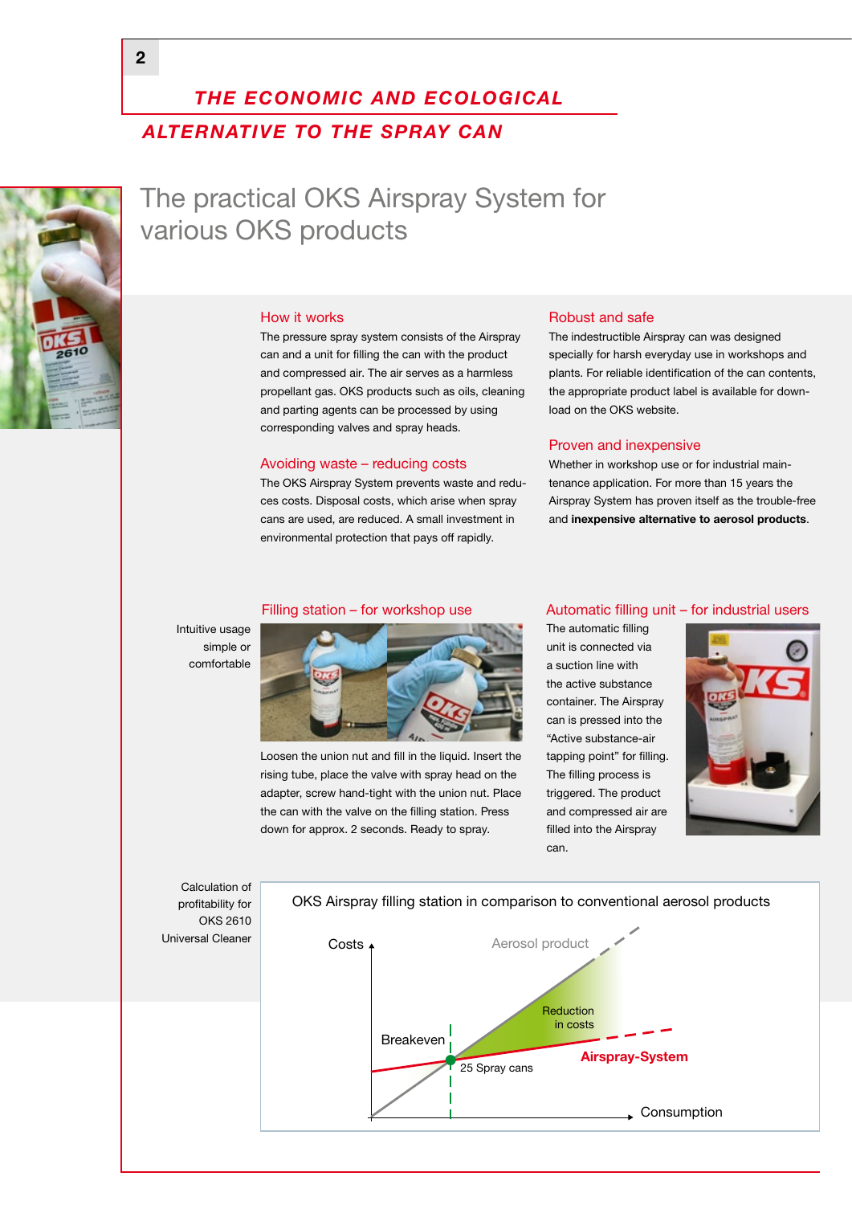# THE ECONOMIC AND ECOLOGICAL ALTERNATIVE TO THE SPRAY CAN

## The practical OKS Airspray System for various OKS products

### How it works

The pressure spray system consists of the Airspray can and a unit for filling the can with the product and compressed air. The air serves as a harmless propellant gas. OKS products such as oils, cleaning and parting agents can be processed by using corresponding valves and spray heads.

### Avoiding waste – reducing costs

The OKS Airspray System prevents waste and reduces costs. Disposal costs, which arise when spray cans are used, are reduced. A small investment in environmental protection that pays off rapidly.

### Robust and safe

The indestructible Airspray can was designed specially for harsh everyday use in workshops and plants. For reliable identification of the can contents, the appropriate product label is available for download on the OKS website.

### Proven and inexpensive

Whether in workshop use or for industrial maintenance application. For more than 15 years the Airspray System has proven itself as the trouble-free and **inexpensive alternative to aerosol products**.

Intuitive usage simple or comfortable

### Filling station – for workshop use

Loosen the union nut and fill in the liquid. Insert the rising tube, place the valve with spray head on the adapter, screw hand-tight with the union nut. Place the can with the valve on the filling station. Press down for approx. 2 seconds. Ready to spray.

### Automatic filling unit – for industrial users

The automatic filling unit is connected via a suction line with the active substance container. The Airspray can is pressed into the "Active substance-air tapping point" for filling. The product is triggered. The product and compressed air are filled into the Airspray can.

Calculation of profitability for OKS 2610 Universal Cleaner

**OKS Airspray filling station in comparison to conventional aerosol products**

Costs — Aerosol product — Reduction in costs — Breakeven — 25 Spray cans — **Airspray-System** — Consumption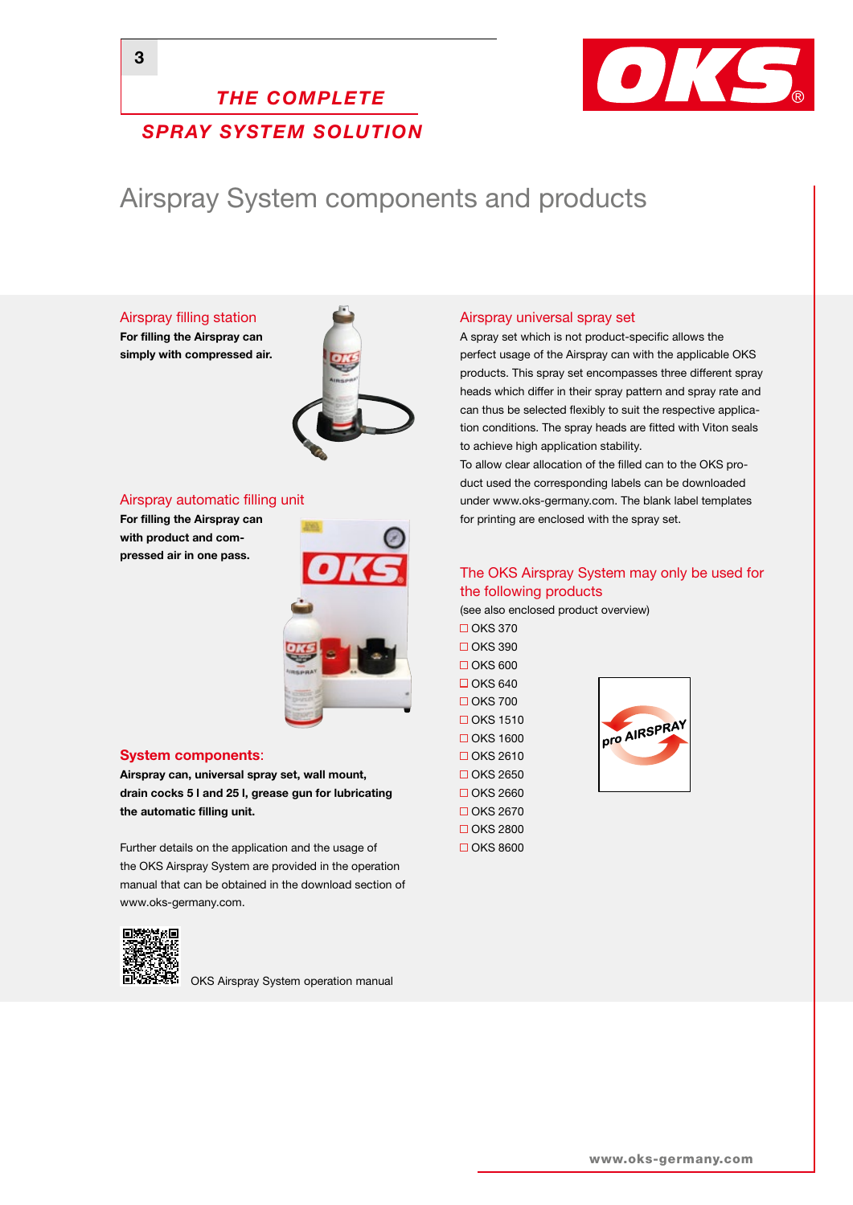# THE COMPLETE SPRAY SYSTEM SOLUTION

## Airspray System components and products

### Airspray filling station

**For filling the Airspray can simply with compressed air.**

### Airspray automatic filling unit

**For filling the Airspray can with product and compressed air in one pass.**

### System components:

**Airspray can, universal spray set, wall mount, drain cocks 5 l and 25 l, grease gun for lubricating the automatic filling unit.**

Further details on the application and the usage of the OKS Airspray System are provided in the operation manual that can be obtained in the download section of www.oks-germany.com.

OKS Airspray System operation manual

### Airspray universal spray set

A spray set which is not product-specific allows the perfect usage of the Airspray can with the applicable OKS products. This spray set encompasses three different spray heads which differ in their spray pattern and spray rate and can thus be selected flexibly to suit the respective application conditions. The spray heads are fitted with Viton seals to achieve high application stability.
To allow clear allocation of the filled can to the OKS product used the corresponding labels can be downloaded under www.oks-germany.com. The blank label templates for printing are enclosed with the spray set.

### The OKS Airspray System may only be used for the following products

(see also enclosed product overview)

- ☐ OKS 370
- ☐ OKS 390
- ☐ OKS 600
- ☐ OKS 640
- ☐ OKS 700
- ☐ OKS 1510
- ☐ OKS 1600
- ☐ OKS 2610
- ☐ OKS 2650
- ☐ OKS 2660
- ☐ OKS 2670
- ☐ OKS 2800
- ☐ OKS 8600

pro AIRSPRAY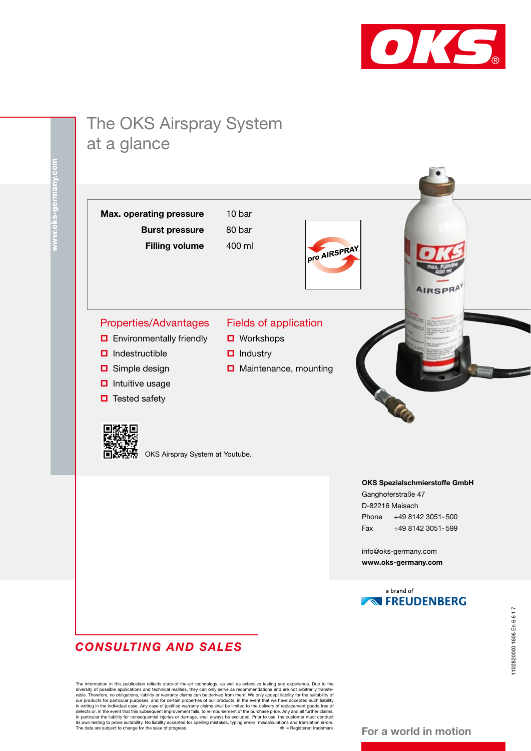# The OKS Airspray System at a glance

| | |
|---|---|
| **Max. operating pressure** | 10 bar |
| **Burst pressure** | 80 bar |
| **Filling volume** | 400 ml |

pro AIRSPRAY

## Properties/Advantages

- Environmentally friendly
- Indestructible
- Simple design
- Intuitive usage
- Tested safety

## Fields of application

- Workshops
- Industry
- Maintenance, mounting

OKS Airspray System at Youtube.

www.oks-germany.com

**OKS Spezialschmierstoffe GmbH**
Ganghoferstraße 47
D-82216 Maisach
Phone +49 8142 3051-500
Fax +49 8142 3051-599

info@oks-germany.com
**www.oks-germany.com**

a brand of FREUDENBERG

***CONSULTING AND SALES***

The information in this publication reflects state-of-the-art technology, as well as extensive testing and experience. Due to the diversity of possible applications and technical realities, they can only serve as recommendations and are not arbitrarily transferable. Therefore, no obligations, liability or warranty claims can be derived from them. We only accept liability for the suitability of our products for particular purposes, and for certain properties of our products, in the event that we have accepted such liability in writing in the individual case. Any case of justified warranty claims shall be limited to the delivery of replacement goods free of defects or, in the event that this subsequent improvement fails, to reimbursement of the purchase price. Any and all further claims, in particular the liability for consequential injuries or damage, shall always be excluded. Prior to use, the customer must conduct its own testing to prove suitability. No liability accepted for spelling mistakes, typing errors, miscalculations and translation errors. The data are subject to change for the sake of progress. ® = Registered trademark

**For a world in motion**

1102820000 1606 En 6 6 1 7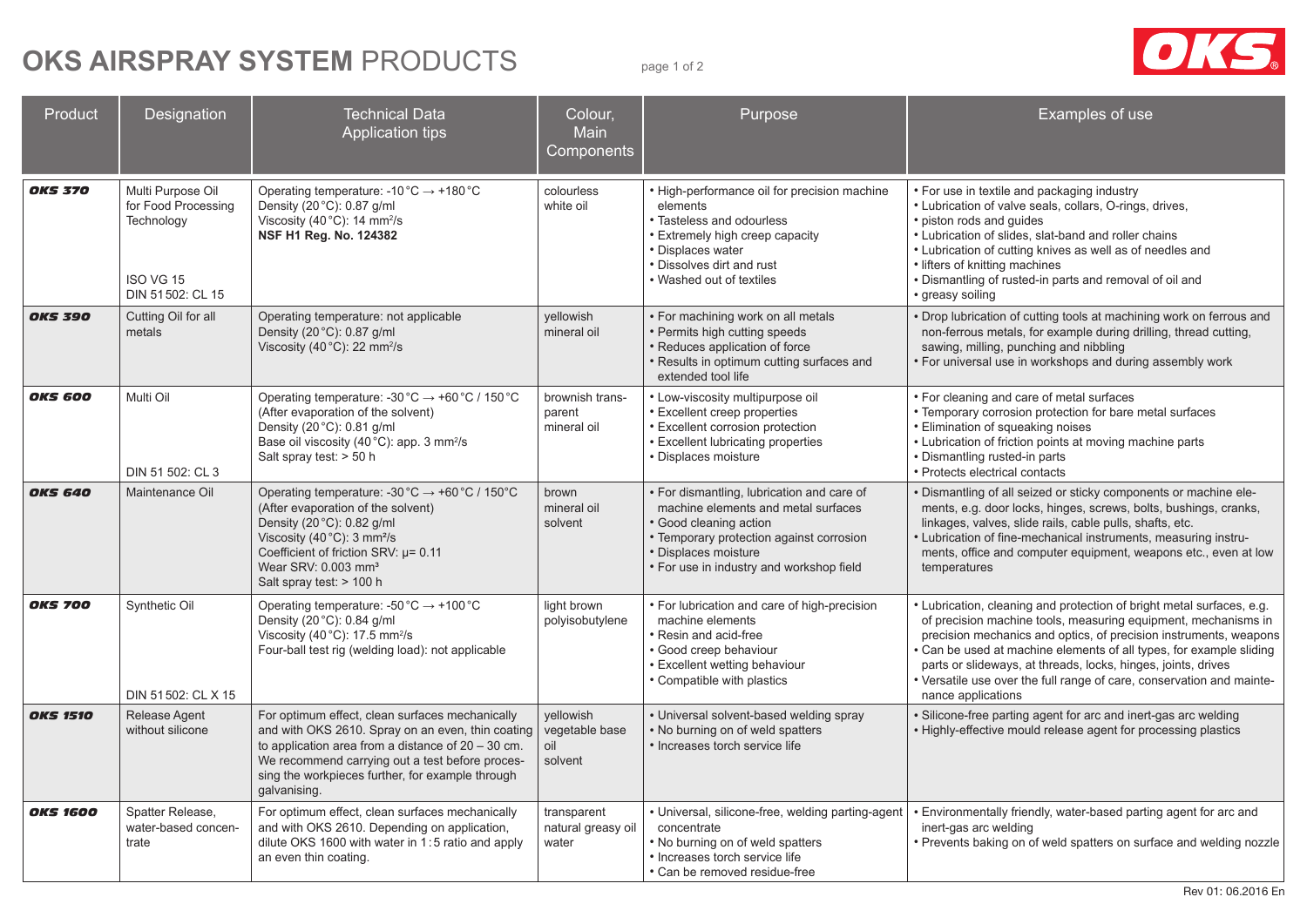# OKS AIRSPRAY SYSTEM PRODUCTS

| Product | Designation | Technical Data Application tips | Colour, Main Components | Purpose | Examples of use |
|---|---|---|---|---|---|
| **OKS 370** | Multi Purpose Oil for Food Processing Technology<br><br>ISO VG 15<br>DIN 51502: CL 15 | Operating temperature: -10 °C → +180 °C<br>Density (20 °C): 0.87 g/ml<br>Viscosity (40 °C): 14 mm²/s<br>**NSF H1 Reg. No. 124382** | colourless<br>white oil | • High-performance oil for precision machine elements<br>• Tasteless and odourless<br>• Extremely high creep capacity<br>• Displaces water<br>• Dissolves dirt and rust<br>• Washed out of textiles | • For use in textile and packaging industry<br>• Lubrication of valve seals, collars, O-rings, drives,<br>• piston rods and guides<br>• Lubrication of slides, slat-band and roller chains<br>• Lubrication of cutting knives as well as of needles and<br>• lifters of knitting machines<br>• Dismantling of rusted-in parts and removal of oil and<br>• greasy soiling |
| **OKS 390** | Cutting Oil for all metals | Operating temperature: not applicable<br>Density (20 °C): 0.87 g/ml<br>Viscosity (40 °C): 22 mm²/s | yellowish<br>mineral oil | • For machining work on all metals<br>• Permits high cutting speeds<br>• Reduces application of force<br>• Results in optimum cutting surfaces and extended tool life | • Drop lubrication of cutting tools at machining work on ferrous and non-ferrous metals, for example during drilling, thread cutting, sawing, milling, punching and nibbling<br>• For universal use in workshops and during assembly work |
| **OKS 600** | Multi Oil<br><br>DIN 51 502: CL 3 | Operating temperature: -30 °C → +60 °C / 150 °C<br>(After evaporation of the solvent)<br>Density (20 °C): 0.81 g/ml<br>Base oil viscosity (40 °C): app. 3 mm²/s<br>Salt spray test: > 50 h | brownish transparent<br>mineral oil | • Low-viscosity multipurpose oil<br>• Excellent creep properties<br>• Excellent corrosion protection<br>• Excellent lubricating properties<br>• Displaces moisture | • For cleaning and care of metal surfaces<br>• Temporary corrosion protection for bare metal surfaces<br>• Elimination of squeaking noises<br>• Lubrication of friction points at moving machine parts<br>• Dismantling rusted-in parts<br>• Protects electrical contacts |
| **OKS 640** | Maintenance Oil | Operating temperature: -30 °C → +60 °C / 150°C<br>(After evaporation of the solvent)<br>Density (20 °C): 0.82 g/ml<br>Viscosity (40 °C): 3 mm²/s<br>Coefficient of friction SRV: µ= 0.11<br>Wear SRV: 0.003 mm³<br>Salt spray test: > 100 h | brown<br>mineral oil<br>solvent | • For dismantling, lubrication and care of machine elements and metal surfaces<br>• Good cleaning action<br>• Temporary protection against corrosion<br>• Displaces moisture<br>• For use in industry and workshop field | • Dismantling of all seized or sticky components or machine elements, e.g. door locks, hinges, screws, bolts, bushings, cranks, linkages, valves, slide rails, cable pulls, shafts, etc.<br>• Lubrication of fine-mechanical instruments, measuring instruments, office and computer equipment, weapons etc., even at low temperatures |
| **OKS 700** | Synthetic Oil<br><br>DIN 51502: CL X 15 | Operating temperature: -50 °C → +100 °C<br>Density (20 °C): 0.84 g/ml<br>Viscosity (40 °C): 17.5 mm²/s<br>Four-ball test rig (welding load): not applicable | light brown<br>polyisobutylene | • For lubrication and care of high-precision machine elements<br>• Resin and acid-free<br>• Good creep behaviour<br>• Excellent wetting behaviour<br>• Compatible with plastics | • Lubrication, cleaning and protection of bright metal surfaces, e.g. of precision machine tools, measuring equipment, mechanisms in precision mechanics and optics, of precision instruments, weapons<br>• Can be used at machine elements of all types, for example sliding parts or slideways, at threads, locks, hinges, joints, drives<br>• Versatile use over the full range of care, conservation and maintenance applications |
| **OKS 1510** | Release Agent without silicone | For optimum effect, clean surfaces mechanically and with OKS 2610. Spray on an even, thin coating to application area from a distance of 20 – 30 cm. We recommend carrying out a test before processing the workpieces further, for example through galvanising. | yellowish<br>vegetable base oil<br>solvent | • Universal solvent-based welding spray<br>• No burning on of weld spatters<br>• Increases torch service life | • Silicone-free parting agent for arc and inert-gas arc welding<br>• Highly-effective mould release agent for processing plastics |
| **OKS 1600** | Spatter Release, water-based concentrate | For optimum effect, clean surfaces mechanically and with OKS 2610. Depending on application, dilute OKS 1600 with water in 1:5 ratio and apply an even thin coating. | transparent<br>natural greasy oil<br>water | • Universal, silicone-free, welding parting-agent concentrate<br>• No burning on of weld spatters<br>• Increases torch service life<br>• Can be removed residue-free | • Environmentally friendly, water-based parting agent for arc and inert-gas arc welding<br>• Prevents baking on of weld spatters on surface and welding nozzle |

Rev 01: 06.2016 En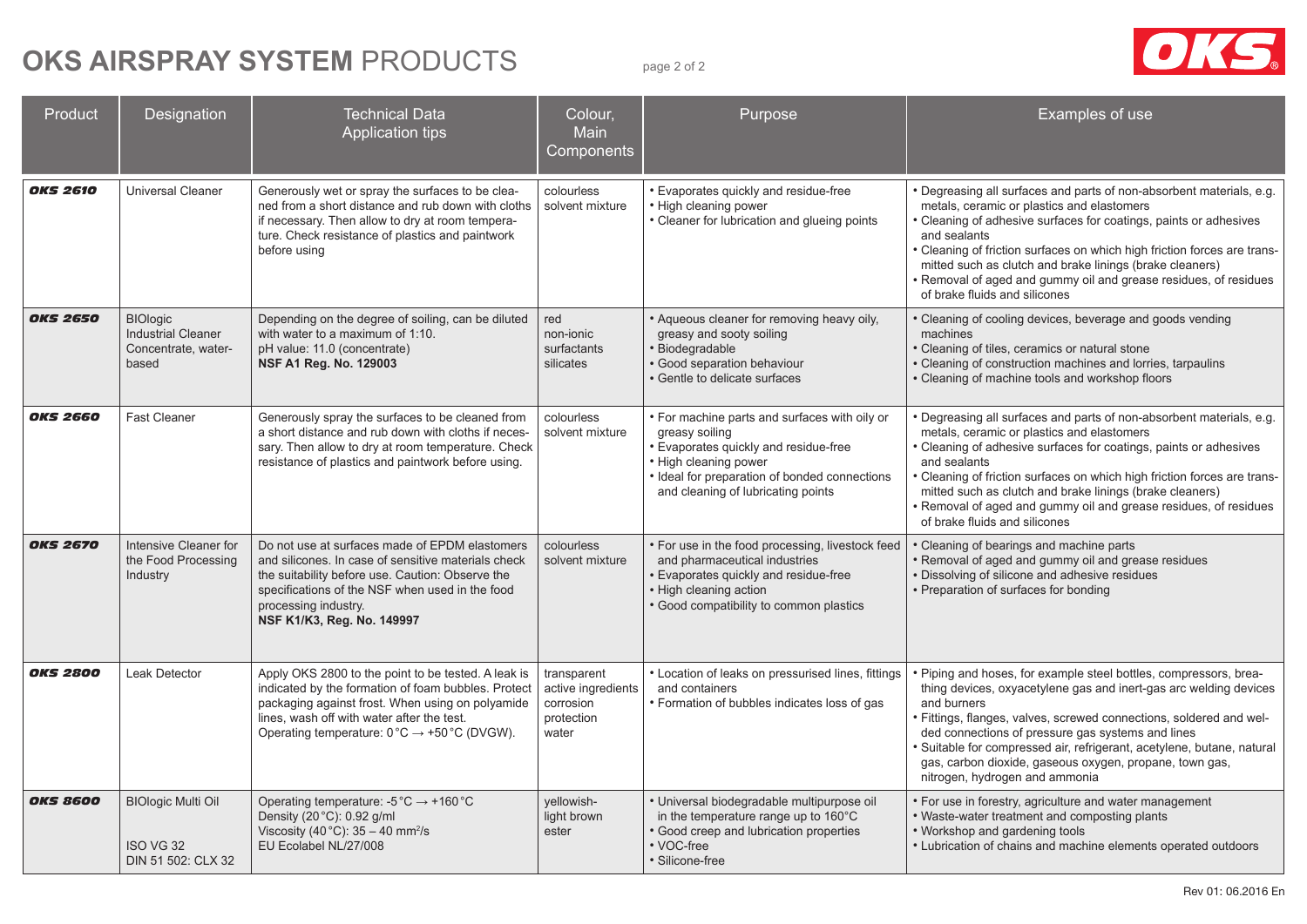# OKS AIRSPRAY SYSTEM PRODUCTS

| Product | Designation | Technical Data Application tips | Colour, Main Components | Purpose | Examples of use |
|---|---|---|---|---|---|
| **OKS 2610** | Universal Cleaner | Generously wet or spray the surfaces to be cleaned from a short distance and rub down with cloths if necessary. Then allow to dry at room temperature. Check resistance of plastics and paintwork before using | colourless solvent mixture | • Evaporates quickly and residue-free<br>• High cleaning power<br>• Cleaner for lubrication and glueing points | • Degreasing all surfaces and parts of non-absorbent materials, e.g. metals, ceramic or plastics and elastomers<br>• Cleaning of adhesive surfaces for coatings, paints or adhesives and sealants<br>• Cleaning of friction surfaces on which high friction forces are transmitted such as clutch and brake linings (brake cleaners)<br>• Removal of aged and gummy oil and grease residues, of residues of brake fluids and silicones |
| **OKS 2650** | BIOlogic Industrial Cleaner Concentrate, water-based | Depending on the degree of soiling, can be diluted with water to a maximum of 1:10.<br>pH value: 11.0 (concentrate)<br>**NSF A1 Reg. No. 129003** | red<br>non-ionic surfactants<br>silicates | • Aqueous cleaner for removing heavy oily, greasy and sooty soiling<br>• Biodegradable<br>• Good separation behaviour<br>• Gentle to delicate surfaces | • Cleaning of cooling devices, beverage and goods vending machines<br>• Cleaning of tiles, ceramics or natural stone<br>• Cleaning of construction machines and lorries, tarpaulins<br>• Cleaning of machine tools and workshop floors |
| **OKS 2660** | Fast Cleaner | Generously spray the surfaces to be cleaned from a short distance and rub down with cloths if necessary. Then allow to dry at room temperature. Check resistance of plastics and paintwork before using. | colourless solvent mixture | • For machine parts and surfaces with oily or greasy soiling<br>• Evaporates quickly and residue-free<br>• High cleaning power<br>• Ideal for preparation of bonded connections and cleaning of lubricating points | • Degreasing all surfaces and parts of non-absorbent materials, e.g. metals, ceramic or plastics and elastomers<br>• Cleaning of adhesive surfaces for coatings, paints or adhesives and sealants<br>• Cleaning of friction surfaces on which high friction forces are transmitted such as clutch and brake linings (brake cleaners)<br>• Removal of aged and gummy oil and grease residues, of residues of brake fluids and silicones |
| **OKS 2670** | Intensive Cleaner for the Food Processing Industry | Do not use at surfaces made of EPDM elastomers and silicones. In case of sensitive materials check the suitability before use. Caution: Observe the specifications of the NSF when used in the food processing industry.<br>**NSF K1/K3, Reg. No. 149997** | colourless solvent mixture | • For use in the food processing, livestock feed and pharmaceutical industries<br>• Evaporates quickly and residue-free<br>• High cleaning action<br>• Good compatibility to common plastics | • Cleaning of bearings and machine parts<br>• Removal of aged and gummy oil and grease residues<br>• Dissolving of silicone and adhesive residues<br>• Preparation of surfaces for bonding |
| **OKS 2800** | Leak Detector | Apply OKS 2800 to the point to be tested. A leak is indicated by the formation of foam bubbles. Protect packaging against frost. When using on polyamide lines, wash off with water after the test.<br>Operating temperature: 0 °C → +50 °C (DVGW). | transparent<br>active ingredients<br>corrosion protection<br>water | • Location of leaks on pressurised lines, fittings and containers<br>• Formation of bubbles indicates loss of gas | • Piping and hoses, for example steel bottles, compressors, breathing devices, oxyacetylene gas and inert-gas arc welding devices and burners<br>• Fittings, flanges, valves, screwed connections, soldered and welded connections of pressure gas systems and lines<br>• Suitable for compressed air, refrigerant, acetylene, butane, natural gas, carbon dioxide, gaseous oxygen, propane, town gas, nitrogen, hydrogen and ammonia |
| **OKS 8600** | BIOlogic Multi Oil<br><br>ISO VG 32<br>DIN 51 502: CLX 32 | Operating temperature: -5 °C → +160 °C<br>Density (20 °C): 0.92 g/ml<br>Viscosity (40 °C): 35 – 40 $mm^2/s$<br>EU Ecolabel NL/27/008 | yellowish-light brown<br>ester | • Universal biodegradable multipurpose oil in the temperature range up to 160°C<br>• Good creep and lubrication properties<br>• VOC-free<br>• Silicone-free | • For use in forestry, agriculture and water management<br>• Waste-water treatment and composting plants<br>• Workshop and gardening tools<br>• Lubrication of chains and machine elements operated outdoors |

Rev 01: 06.2016 En